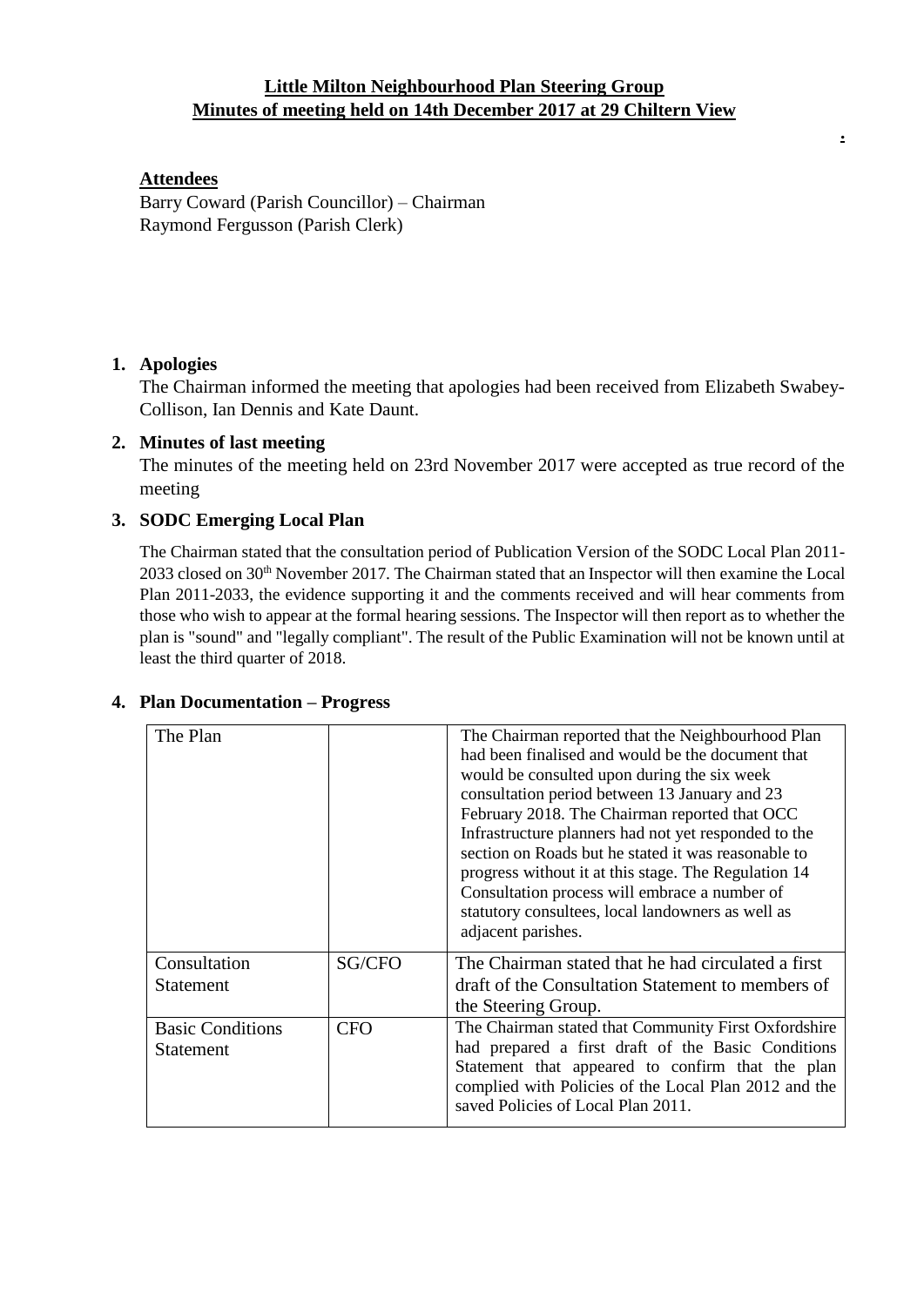**Little Milton Neighbourhood Plan Steering Group**
**Minutes of meeting held on 14th December 2017 at 29 Chiltern View**

**Attendees**

Barry Coward (Parish Councillor) – Chairman
Raymond Fergusson (Parish Clerk)

1. **Apologies**

   The Chairman informed the meeting that apologies had been received from Elizabeth Swabey-Collison, Ian Dennis and Kate Daunt.

2. **Minutes of last meeting**

   The minutes of the meeting held on 23rd November 2017 were accepted as true record of the meeting

3. **SODC Emerging Local Plan**

   The Chairman stated that the consultation period of Publication Version of the SODC Local Plan 2011-2033 closed on 30th November 2017. The Chairman stated that an Inspector will then examine the Local Plan 2011-2033, the evidence supporting it and the comments received and will hear comments from those who wish to appear at the formal hearing sessions. The Inspector will then report as to whether the plan is "sound" and "legally compliant". The result of the Public Examination will not be known until at least the third quarter of 2018.

4. **Plan Documentation – Progress**

| The Plan | | The Chairman reported that the Neighbourhood Plan had been finalised and would be the document that would be consulted upon during the six week consultation period between 13 January and 23 February 2018. The Chairman reported that OCC Infrastructure planners had not yet responded to the section on Roads but he stated it was reasonable to progress without it at this stage. The Regulation 14 Consultation process will embrace a number of statutory consultees, local landowners as well as adjacent parishes. |
|---|---|---|
| Consultation Statement | SG/CFO | The Chairman stated that he had circulated a first draft of the Consultation Statement to members of the Steering Group. |
| Basic Conditions Statement | CFO | The Chairman stated that Community First Oxfordshire had prepared a first draft of the Basic Conditions Statement that appeared to confirm that the plan complied with Policies of the Local Plan 2012 and the saved Policies of Local Plan 2011. |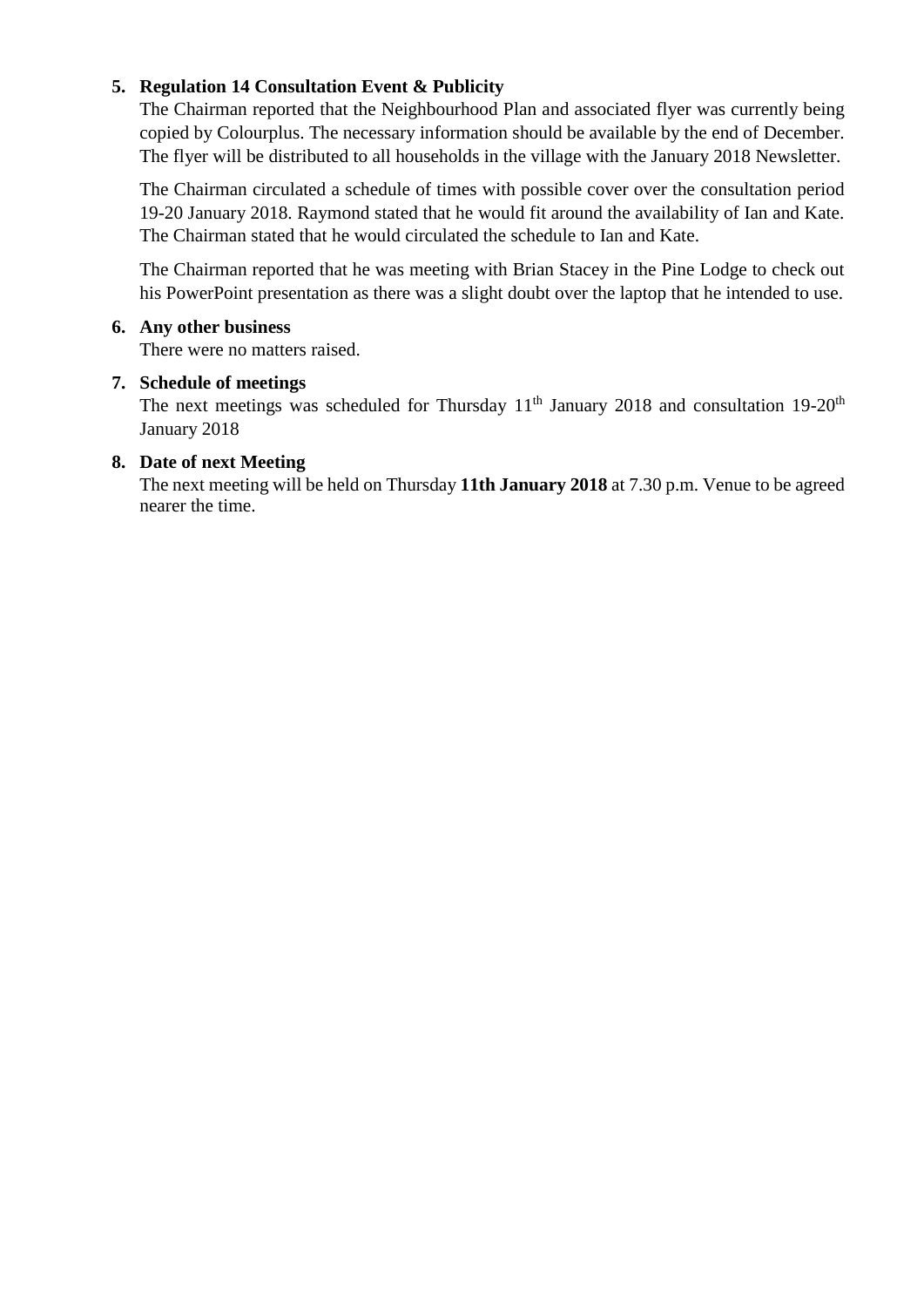5. **Regulation 14 Consultation Event & Publicity**

   The Chairman reported that the Neighbourhood Plan and associated flyer was currently being copied by Colourplus. The necessary information should be available by the end of December. The flyer will be distributed to all households in the village with the January 2018 Newsletter.

   The Chairman circulated a schedule of times with possible cover over the consultation period 19-20 January 2018. Raymond stated that he would fit around the availability of Ian and Kate. The Chairman stated that he would circulated the schedule to Ian and Kate.

   The Chairman reported that he was meeting with Brian Stacey in the Pine Lodge to check out his PowerPoint presentation as there was a slight doubt over the laptop that he intended to use.

6. **Any other business**

   There were no matters raised.

7. **Schedule of meetings**

   The next meetings was scheduled for Thursday 11th January 2018 and consultation 19-20th January 2018

8. **Date of next Meeting**

   The next meeting will be held on Thursday **11th January 2018** at 7.30 p.m. Venue to be agreed nearer the time.